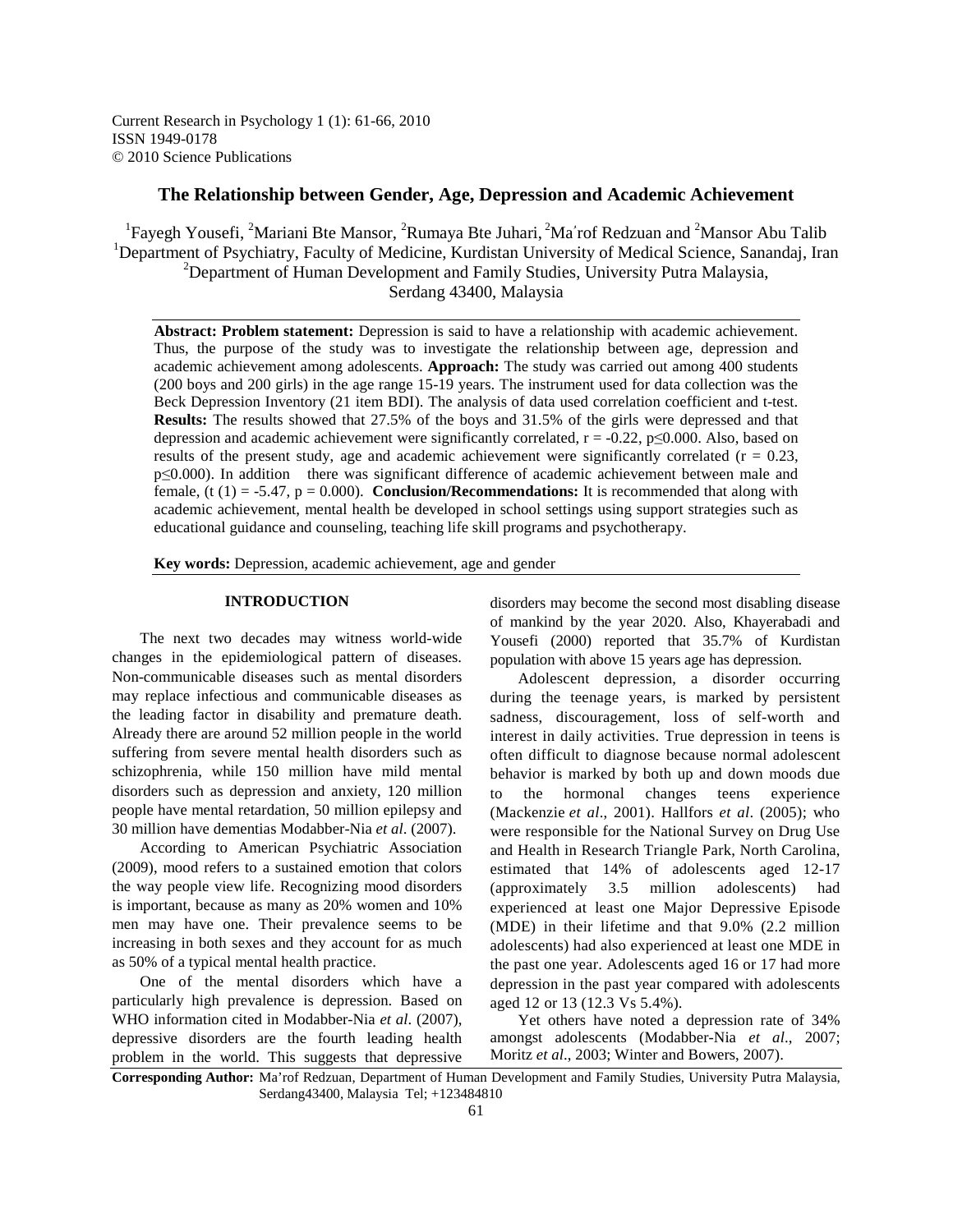Current Research in Psychology 1 (1): 61-66, 2010
ISSN 1949-0178
© 2010 Science Publications

# The Relationship between Gender, Age, Depression and Academic Achievement

[1]Fayegh Yousefi, [2]Mariani Bte Mansor, [2]Rumaya Bte Juhari, [2]Ma'rof Redzuan and [2]Mansor Abu Talib
[1]Department of Psychiatry, Faculty of Medicine, Kurdistan University of Medical Science, Sanandaj, Iran
[2]Department of Human Development and Family Studies, University Putra Malaysia, Serdang 43400, Malaysia

**Abstract: Problem statement:** Depression is said to have a relationship with academic achievement. Thus, the purpose of the study was to investigate the relationship between age, depression and academic achievement among adolescents. **Approach:** The study was carried out among 400 students (200 boys and 200 girls) in the age range 15-19 years. The instrument used for data collection was the Beck Depression Inventory (21 item BDI). The analysis of data used correlation coefficient and t-test. **Results:** The results showed that 27.5% of the boys and 31.5% of the girls were depressed and that depression and academic achievement were significantly correlated, $r = -0.22$, $p \leq 0.000$. Also, based on results of the present study, age and academic achievement were significantly correlated ($r = 0.23$, $p \leq 0.000$). In addition there was significant difference of academic achievement between male and female, ($t(1) = -5.47$, $p = 0.000$). **Conclusion/Recommendations:** It is recommended that along with academic achievement, mental health be developed in school settings using support strategies such as educational guidance and counseling, teaching life skill programs and psychotherapy.

**Key words:** Depression, academic achievement, age and gender

## INTRODUCTION

The next two decades may witness world-wide changes in the epidemiological pattern of diseases. Non-communicable diseases such as mental disorders may replace infectious and communicable diseases as the leading factor in disability and premature death. Already there are around 52 million people in the world suffering from severe mental health disorders such as schizophrenia, while 150 million have mild mental disorders such as depression and anxiety, 120 million people have mental retardation, 50 million epilepsy and 30 million have dementias Modabber-Nia *et al*. (2007).

According to American Psychiatric Association (2009), mood refers to a sustained emotion that colors the way people view life. Recognizing mood disorders is important, because as many as 20% women and 10% men may have one. Their prevalence seems to be increasing in both sexes and they account for as much as 50% of a typical mental health practice.

One of the mental disorders which have a particularly high prevalence is depression. Based on WHO information cited in Modabber-Nia *et al*. (2007), depressive disorders are the fourth leading health problem in the world. This suggests that depressive disorders may become the second most disabling disease of mankind by the year 2020. Also, Khayerabadi and Yousefi (2000) reported that 35.7% of Kurdistan population with above 15 years age has depression.

Adolescent depression, a disorder occurring during the teenage years, is marked by persistent sadness, discouragement, loss of self-worth and interest in daily activities. True depression in teens is often difficult to diagnose because normal adolescent behavior is marked by both up and down moods due to the hormonal changes teens experience (Mackenzie *et al*., 2001). Hallfors *et al*. (2005); who were responsible for the National Survey on Drug Use and Health in Research Triangle Park, North Carolina, estimated that 14% of adolescents aged 12-17 (approximately 3.5 million adolescents) had experienced at least one Major Depressive Episode (MDE) in their lifetime and that 9.0% (2.2 million adolescents) had also experienced at least one MDE in the past one year. Adolescents aged 16 or 17 had more depression in the past year compared with adolescents aged 12 or 13 (12.3 Vs 5.4%).

Yet others have noted a depression rate of 34% amongst adolescents (Modabber-Nia *et al*., 2007; Moritz *et al*., 2003; Winter and Bowers, 2007).

**Corresponding Author:** Ma'rof Redzuan, Department of Human Development and Family Studies, University Putra Malaysia, Serdang43400, Malaysia Tel; +123484810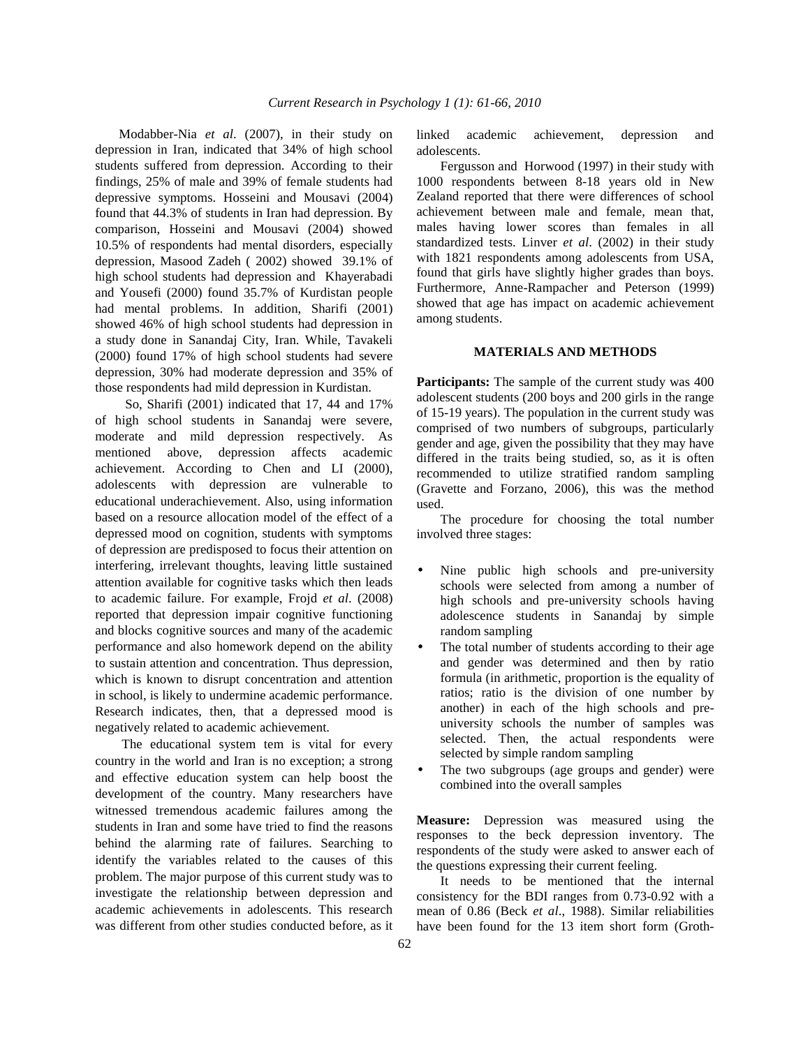Modabber-Nia *et al*. (2007), in their study on depression in Iran, indicated that 34% of high school students suffered from depression. According to their findings, 25% of male and 39% of female students had depressive symptoms. Hosseini and Mousavi (2004) found that 44.3% of students in Iran had depression. By comparison, Hosseini and Mousavi (2004) showed 10.5% of respondents had mental disorders, especially depression, Masood Zadeh ( 2002) showed 39.1% of high school students had depression and Khayerabadi and Yousefi (2000) found 35.7% of Kurdistan people had mental problems. In addition, Sharifi (2001) showed 46% of high school students had depression in a study done in Sanandaj City, Iran. While, Tavakeli (2000) found 17% of high school students had severe depression, 30% had moderate depression and 35% of those respondents had mild depression in Kurdistan.

So, Sharifi (2001) indicated that 17, 44 and 17% of high school students in Sanandaj were severe, moderate and mild depression respectively. As mentioned above, depression affects academic achievement. According to Chen and LI (2000), adolescents with depression are vulnerable to educational underachievement. Also, using information based on a resource allocation model of the effect of a depressed mood on cognition, students with symptoms of depression are predisposed to focus their attention on interfering, irrelevant thoughts, leaving little sustained attention available for cognitive tasks which then leads to academic failure. For example, Frojd *et al*. (2008) reported that depression impair cognitive functioning and blocks cognitive sources and many of the academic performance and also homework depend on the ability to sustain attention and concentration. Thus depression, which is known to disrupt concentration and attention in school, is likely to undermine academic performance. Research indicates, then, that a depressed mood is negatively related to academic achievement.

The educational system tem is vital for every country in the world and Iran is no exception; a strong and effective education system can help boost the development of the country. Many researchers have witnessed tremendous academic failures among the students in Iran and some have tried to find the reasons behind the alarming rate of failures. Searching to identify the variables related to the causes of this problem. The major purpose of this current study was to investigate the relationship between depression and academic achievements in adolescents. This research was different from other studies conducted before, as it linked academic achievement, depression and adolescents.

Fergusson and Horwood (1997) in their study with 1000 respondents between 8-18 years old in New Zealand reported that there were differences of school achievement between male and female, mean that, males having lower scores than females in all standardized tests. Linver *et al*. (2002) in their study with 1821 respondents among adolescents from USA, found that girls have slightly higher grades than boys. Furthermore, Anne-Rampacher and Peterson (1999) showed that age has impact on academic achievement among students.

## MATERIALS AND METHODS

**Participants:** The sample of the current study was 400 adolescent students (200 boys and 200 girls in the range of 15-19 years). The population in the current study was comprised of two numbers of subgroups, particularly gender and age, given the possibility that they may have differed in the traits being studied, so, as it is often recommended to utilize stratified random sampling (Gravette and Forzano, 2006), this was the method used.

The procedure for choosing the total number involved three stages:

- Nine public high schools and pre-university schools were selected from among a number of high schools and pre-university schools having adolescence students in Sanandaj by simple random sampling
- The total number of students according to their age and gender was determined and then by ratio formula (in arithmetic, proportion is the equality of ratios; ratio is the division of one number by another) in each of the high schools and pre-university schools the number of samples was selected. Then, the actual respondents were selected by simple random sampling
- The two subgroups (age groups and gender) were combined into the overall samples

**Measure:** Depression was measured using the responses to the beck depression inventory. The respondents of the study were asked to answer each of the questions expressing their current feeling.

It needs to be mentioned that the internal consistency for the BDI ranges from 0.73-0.92 with a mean of 0.86 (Beck *et al*., 1988). Similar reliabilities have been found for the 13 item short form (Groth-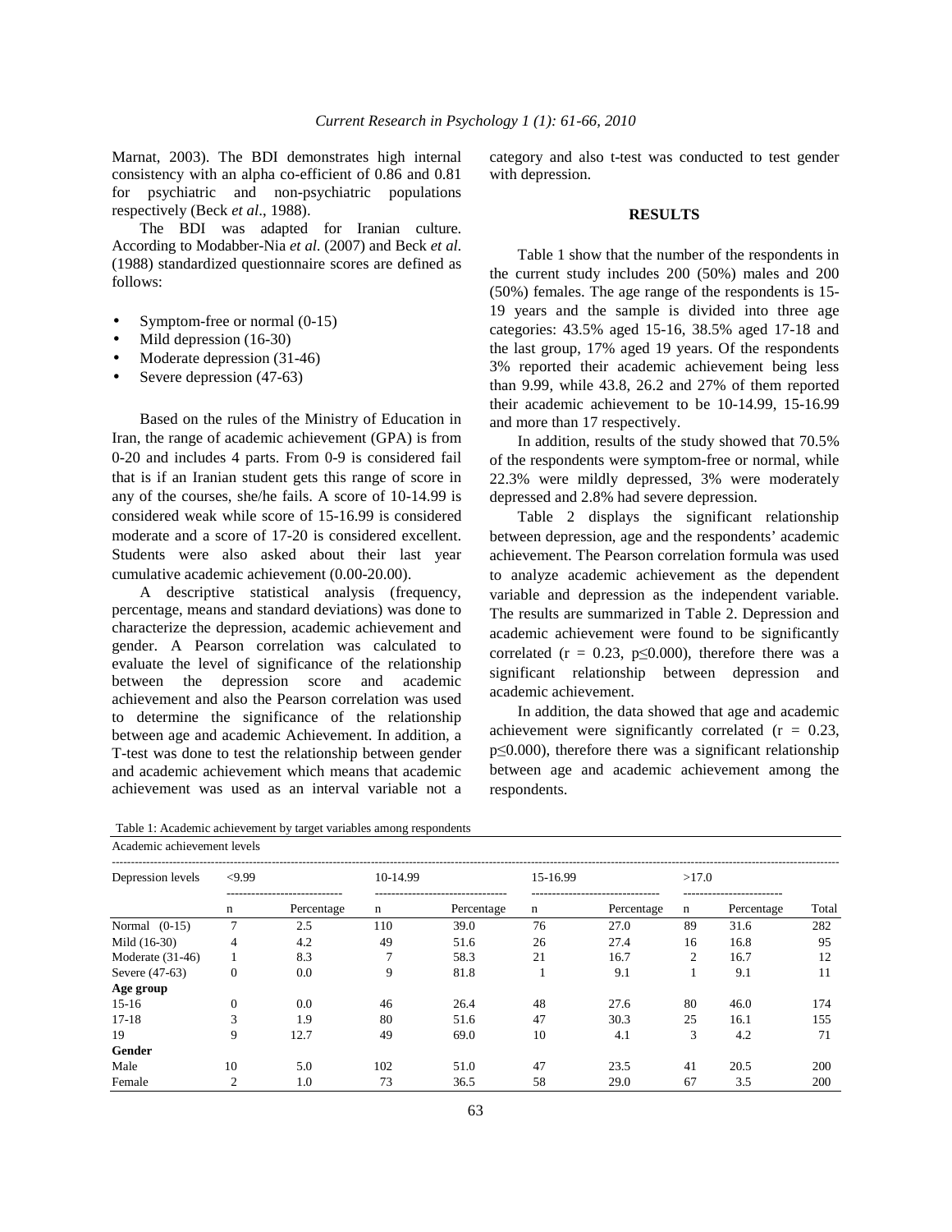Marnat, 2003). The BDI demonstrates high internal consistency with an alpha co-efficient of 0.86 and 0.81 for psychiatric and non-psychiatric populations respectively (Beck *et al*., 1988).

The BDI was adapted for Iranian culture. According to Modabber-Nia *et al.* (2007) and Beck *et al.* (1988) standardized questionnaire scores are defined as follows:

- Symptom-free or normal (0-15)
- Mild depression (16-30)
- Moderate depression (31-46)
- Severe depression (47-63)

Based on the rules of the Ministry of Education in Iran, the range of academic achievement (GPA) is from 0-20 and includes 4 parts. From 0-9 is considered fail that is if an Iranian student gets this range of score in any of the courses, she/he fails. A score of 10-14.99 is considered weak while score of 15-16.99 is considered moderate and a score of 17-20 is considered excellent. Students were also asked about their last year cumulative academic achievement (0.00-20.00).

A descriptive statistical analysis (frequency, percentage, means and standard deviations) was done to characterize the depression, academic achievement and gender. A Pearson correlation was calculated to evaluate the level of significance of the relationship between the depression score and academic achievement and also the Pearson correlation was used to determine the significance of the relationship between age and academic Achievement. In addition, a T-test was done to test the relationship between gender and academic achievement which means that academic achievement was used as an interval variable not a category and also t-test was conducted to test gender with depression.

## RESULTS

Table 1 show that the number of the respondents in the current study includes 200 (50%) males and 200 (50%) females. The age range of the respondents is 15-19 years and the sample is divided into three age categories: 43.5% aged 15-16, 38.5% aged 17-18 and the last group, 17% aged 19 years. Of the respondents 3% reported their academic achievement being less than 9.99, while 43.8, 26.2 and 27% of them reported their academic achievement to be 10-14.99, 15-16.99 and more than 17 respectively.

In addition, results of the study showed that 70.5% of the respondents were symptom-free or normal, while 22.3% were mildly depressed, 3% were moderately depressed and 2.8% had severe depression.

Table 2 displays the significant relationship between depression, age and the respondents' academic achievement. The Pearson correlation formula was used to analyze academic achievement as the dependent variable and depression as the independent variable. The results are summarized in Table 2. Depression and academic achievement were found to be significantly correlated ($r = 0.23$, $p \leq 0.000$), therefore there was a significant relationship between depression and academic achievement.

In addition, the data showed that age and academic achievement were significantly correlated ($r = 0.23$, $p \leq 0.000$), therefore there was a significant relationship between age and academic achievement among the respondents.

Table 1: Academic achievement by target variables among respondents

| Academic achievement levels | | | | | | | | | |
|---|---|---|---|---|---|---|---|---|---|
| Depression levels | <9.99 | | 10-14.99 | | 15-16.99 | | >17.0 | | |
| | n | Percentage | n | Percentage | n | Percentage | n | Percentage | Total |
| Normal (0-15) | 7 | 2.5 | 110 | 39.0 | 76 | 27.0 | 89 | 31.6 | 282 |
| Mild (16-30) | 4 | 4.2 | 49 | 51.6 | 26 | 27.4 | 16 | 16.8 | 95 |
| Moderate (31-46) | 1 | 8.3 | 7 | 58.3 | 21 | 16.7 | 2 | 16.7 | 12 |
| Severe (47-63) | 0 | 0.0 | 9 | 81.8 | 1 | 9.1 | 1 | 9.1 | 11 |
| **Age group** | | | | | | | | | |
| 15-16 | 0 | 0.0 | 46 | 26.4 | 48 | 27.6 | 80 | 46.0 | 174 |
| 17-18 | 3 | 1.9 | 80 | 51.6 | 47 | 30.3 | 25 | 16.1 | 155 |
| 19 | 9 | 12.7 | 49 | 69.0 | 10 | 4.1 | 3 | 4.2 | 71 |
| **Gender** | | | | | | | | | |
| Male | 10 | 5.0 | 102 | 51.0 | 47 | 23.5 | 41 | 20.5 | 200 |
| Female | 2 | 1.0 | 73 | 36.5 | 58 | 29.0 | 67 | 3.5 | 200 |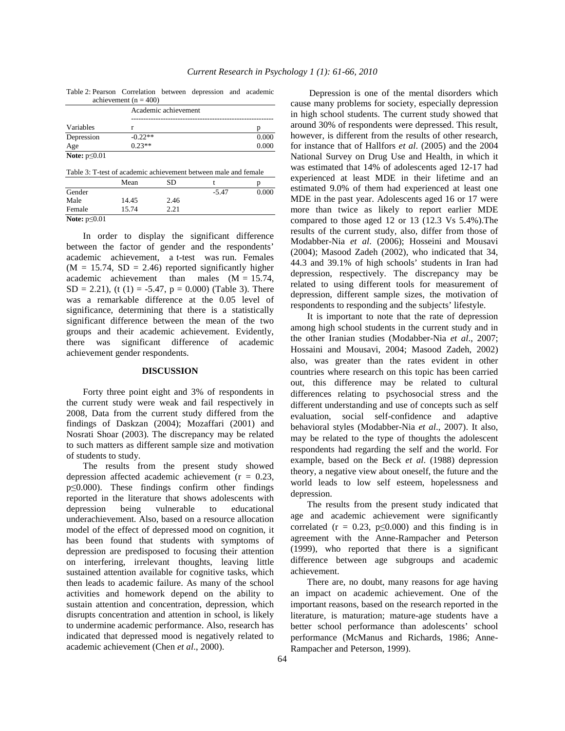Table 2: Pearson Correlation between depression and academic achievement (n = 400)

| | Academic achievement | |
|---|---|---|
| Variables | r | p |
| Depression | -0.22** | 0.000 |
| Age | 0.23** | 0.000 |

**Note:** p≤0.01

Table 3: T-test of academic achievement between male and female

| | Mean | SD | t | p |
|---|---|---|---|---|
| Gender | | | -5.47 | 0.000 |
| Male | 14.45 | 2.46 | | |
| Female | 15.74 | 2.21 | | |

**Note:** p≤0.01

In order to display the significant difference between the factor of gender and the respondents' academic achievement, a t-test was run. Females (M = 15.74, SD = 2.46) reported significantly higher academic achievement than males (M = 15.74, SD = 2.21), (t (1) = -5.47, p = 0.000) (Table 3). There was a remarkable difference at the 0.05 level of significance, determining that there is a statistically significant difference between the mean of the two groups and their academic achievement. Evidently, there was significant difference of academic achievement gender respondents.

## DISCUSSION

Forty three point eight and 3% of respondents in the current study were weak and fail respectively in 2008, Data from the current study differed from the findings of Daskzan (2004); Mozaffari (2001) and Nosrati Shoar (2003). The discrepancy may be related to such matters as different sample size and motivation of students to study.

The results from the present study showed depression affected academic achievement (r = 0.23, p≤0.000). These findings confirm other findings reported in the literature that shows adolescents with depression being vulnerable to educational underachievement. Also, based on a resource allocation model of the effect of depressed mood on cognition, it has been found that students with symptoms of depression are predisposed to focusing their attention on interfering, irrelevant thoughts, leaving little sustained attention available for cognitive tasks, which then leads to academic failure. As many of the school activities and homework depend on the ability to sustain attention and concentration, depression, which disrupts concentration and attention in school, is likely to undermine academic performance. Also, research has indicated that depressed mood is negatively related to academic achievement (Chen *et al*., 2000).

Depression is one of the mental disorders which cause many problems for society, especially depression in high school students. The current study showed that around 30% of respondents were depressed. This result, however, is different from the results of other research, for instance that of Hallfors *et al*. (2005) and the 2004 National Survey on Drug Use and Health, in which it was estimated that 14% of adolescents aged 12-17 had experienced at least MDE in their lifetime and an estimated 9.0% of them had experienced at least one MDE in the past year. Adolescents aged 16 or 17 were more than twice as likely to report earlier MDE compared to those aged 12 or 13 (12.3 Vs 5.4%).The results of the current study, also, differ from those of Modabber-Nia *et al*. (2006); Hosseini and Mousavi (2004); Masood Zadeh (2002), who indicated that 34, 44.3 and 39.1% of high schools' students in Iran had depression, respectively. The discrepancy may be related to using different tools for measurement of depression, different sample sizes, the motivation of respondents to responding and the subjects' lifestyle.

It is important to note that the rate of depression among high school students in the current study and in the other Iranian studies (Modabber-Nia *et al*., 2007; Hossaini and Mousavi, 2004; Masood Zadeh, 2002) also, was greater than the rates evident in other countries where research on this topic has been carried out, this difference may be related to cultural differences relating to psychosocial stress and the different understanding and use of concepts such as self evaluation, social self-confidence and adaptive behavioral styles (Modabber-Nia *et al*., 2007). It also, may be related to the type of thoughts the adolescent respondents had regarding the self and the world. For example, based on the Beck *et al*. (1988) depression theory, a negative view about oneself, the future and the world leads to low self esteem, hopelessness and depression.

The results from the present study indicated that age and academic achievement were significantly correlated (r = 0.23, p≤0.000) and this finding is in agreement with the Anne-Rampacher and Peterson (1999), who reported that there is a significant difference between age subgroups and academic achievement.

There are, no doubt, many reasons for age having an impact on academic achievement. One of the important reasons, based on the research reported in the literature, is maturation; mature-age students have a better school performance than adolescents' school performance (McManus and Richards, 1986; Anne-Rampacher and Peterson, 1999).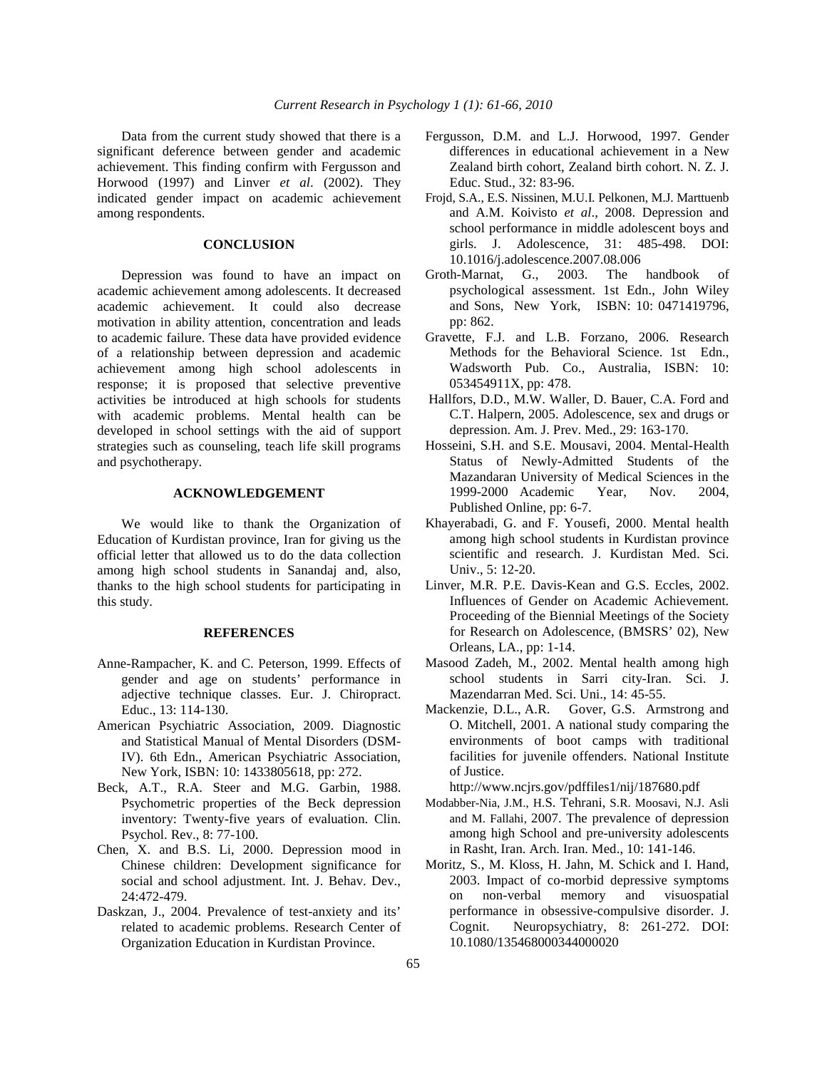Data from the current study showed that there is a significant deference between gender and academic achievement. This finding confirm with Fergusson and Horwood (1997) and Linver *et al*. (2002). They indicated gender impact on academic achievement among respondents.

## CONCLUSION

Depression was found to have an impact on academic achievement among adolescents. It decreased academic achievement. It could also decrease motivation in ability attention, concentration and leads to academic failure. These data have provided evidence of a relationship between depression and academic achievement among high school adolescents in response; it is proposed that selective preventive activities be introduced at high schools for students with academic problems. Mental health can be developed in school settings with the aid of support strategies such as counseling, teach life skill programs and psychotherapy.

## ACKNOWLEDGEMENT

We would like to thank the Organization of Education of Kurdistan province, Iran for giving us the official letter that allowed us to do the data collection among high school students in Sanandaj and, also, thanks to the high school students for participating in this study.

## REFERENCES

Anne-Rampacher, K. and C. Peterson, 1999. Effects of gender and age on students' performance in adjective technique classes. Eur. J. Chiropract. Educ., 13: 114-130.

American Psychiatric Association, 2009. Diagnostic and Statistical Manual of Mental Disorders (DSM-IV). 6th Edn., American Psychiatric Association, New York, ISBN: 10: 1433805618, pp: 272.

Beck, A.T., R.A. Steer and M.G. Garbin, 1988. Psychometric properties of the Beck depression inventory: Twenty-five years of evaluation. Clin. Psychol. Rev., 8: 77-100.

Chen, X. and B.S. Li, 2000. Depression mood in Chinese children: Development significance for social and school adjustment. Int. J. Behav. Dev., 24:472-479.

Daskzan, J., 2004. Prevalence of test-anxiety and its' related to academic problems. Research Center of Organization Education in Kurdistan Province.

Fergusson, D.M. and L.J. Horwood, 1997. Gender differences in educational achievement in a New Zealand birth cohort, Zealand birth cohort. N. Z. J. Educ. Stud., 32: 83-96.

Frojd, S.A., E.S. Nissinen, M.U.I. Pelkonen, M.J. Marttuenb and A.M. Koivisto *et al*., 2008. Depression and school performance in middle adolescent boys and girls. J. Adolescence, 31: 485-498. DOI: 10.1016/j.adolescence.2007.08.006

Groth-Marnat, G., 2003. The handbook of psychological assessment. 1st Edn., John Wiley and Sons, New York, ISBN: 10: 0471419796, pp: 862.

Gravette, F.J. and L.B. Forzano, 2006. Research Methods for the Behavioral Science. 1st Edn., Wadsworth Pub. Co., Australia, ISBN: 10: 053454911X, pp: 478.

Hallfors, D.D., M.W. Waller, D. Bauer, C.A. Ford and C.T. Halpern, 2005. Adolescence, sex and drugs or depression. Am. J. Prev. Med., 29: 163-170.

Hosseini, S.H. and S.E. Mousavi, 2004. Mental-Health Status of Newly-Admitted Students of the Mazandaran University of Medical Sciences in the 1999-2000 Academic Year, Nov. 2004, Published Online, pp: 6-7.

Khayerabadi, G. and F. Yousefi, 2000. Mental health among high school students in Kurdistan province scientific and research. J. Kurdistan Med. Sci. Univ., 5: 12-20.

Linver, M.R. P.E. Davis-Kean and G.S. Eccles, 2002. Influences of Gender on Academic Achievement. Proceeding of the Biennial Meetings of the Society for Research on Adolescence, (BMSRS' 02), New Orleans, LA., pp: 1-14.

Masood Zadeh, M., 2002. Mental health among high school students in Sarri city-Iran. Sci. J. Mazendarran Med. Sci. Uni., 14: 45-55.

Mackenzie, D.L., A.R. Gover, G.S. Armstrong and O. Mitchell, 2001. A national study comparing the environments of boot camps with traditional facilities for juvenile offenders. National Institute of Justice. http://www.ncjrs.gov/pdffiles1/nij/187680.pdf

Modabber-Nia, J.M., H.S. Tehrani, S.R. Moosavi, N.J. Asli and M. Fallahi, 2007. The prevalence of depression among high School and pre-university adolescents in Rasht, Iran. Arch. Iran. Med., 10: 141-146.

Moritz, S., M. Kloss, H. Jahn, M. Schick and I. Hand, 2003. Impact of co-morbid depressive symptoms on non-verbal memory and visuospatial performance in obsessive-compulsive disorder. J. Cognit. Neuropsychiatry, 8: 261-272. DOI: 10.1080/135468000344000020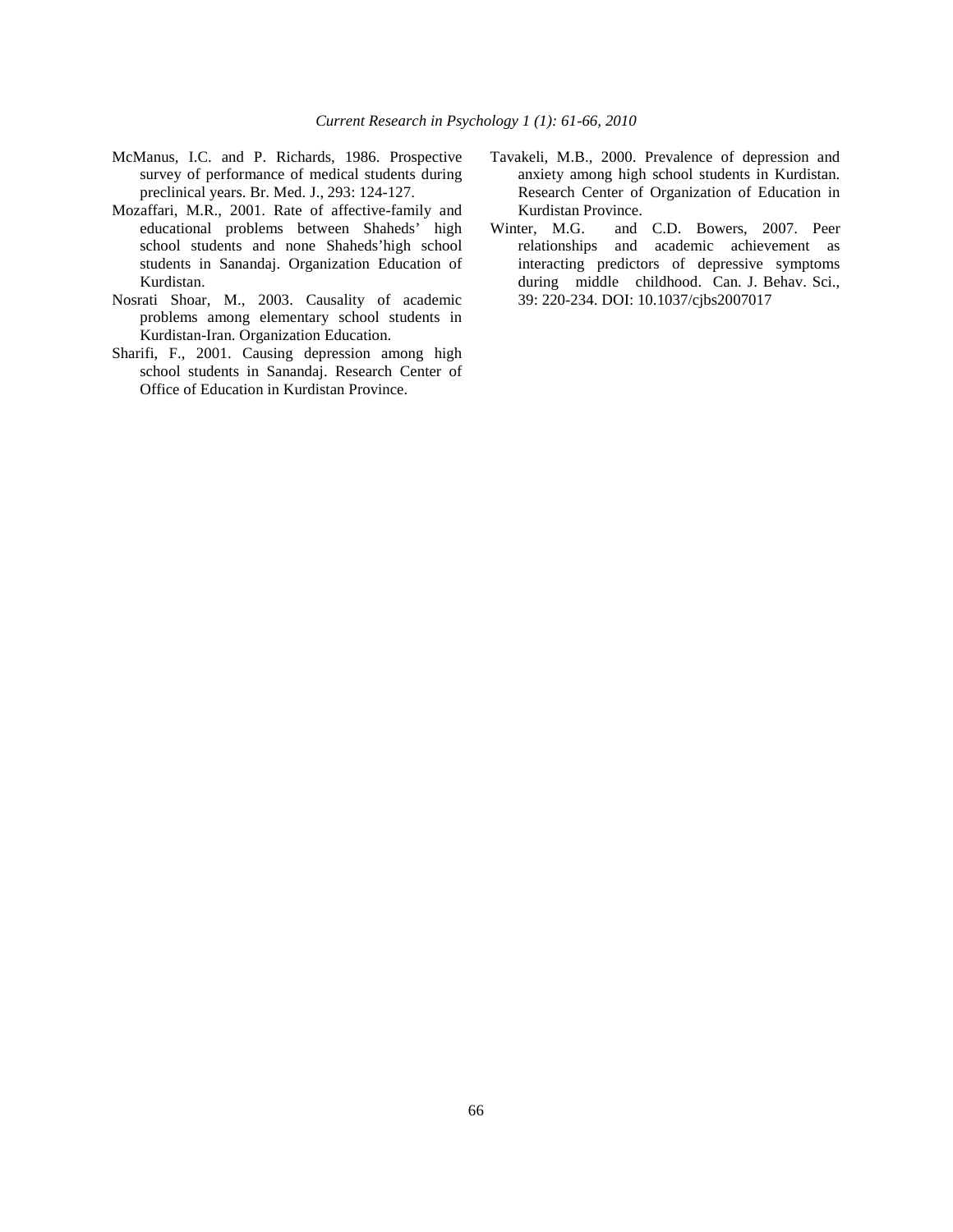McManus, I.C. and P. Richards, 1986. Prospective survey of performance of medical students during preclinical years. Br. Med. J., 293: 124-127.

Mozaffari, M.R., 2001. Rate of affective-family and educational problems between Shaheds' high school students and none Shaheds'high school students in Sanandaj. Organization Education of Kurdistan.

Nosrati Shoar, M., 2003. Causality of academic problems among elementary school students in Kurdistan-Iran. Organization Education.

Sharifi, F., 2001. Causing depression among high school students in Sanandaj. Research Center of Office of Education in Kurdistan Province.

Tavakeli, M.B., 2000. Prevalence of depression and anxiety among high school students in Kurdistan. Research Center of Organization of Education in Kurdistan Province.

Winter, M.G. and C.D. Bowers, 2007. Peer relationships and academic achievement as interacting predictors of depressive symptoms during middle childhood. Can. J. Behav. Sci., 39: 220-234. DOI: 10.1037/cjbs2007017